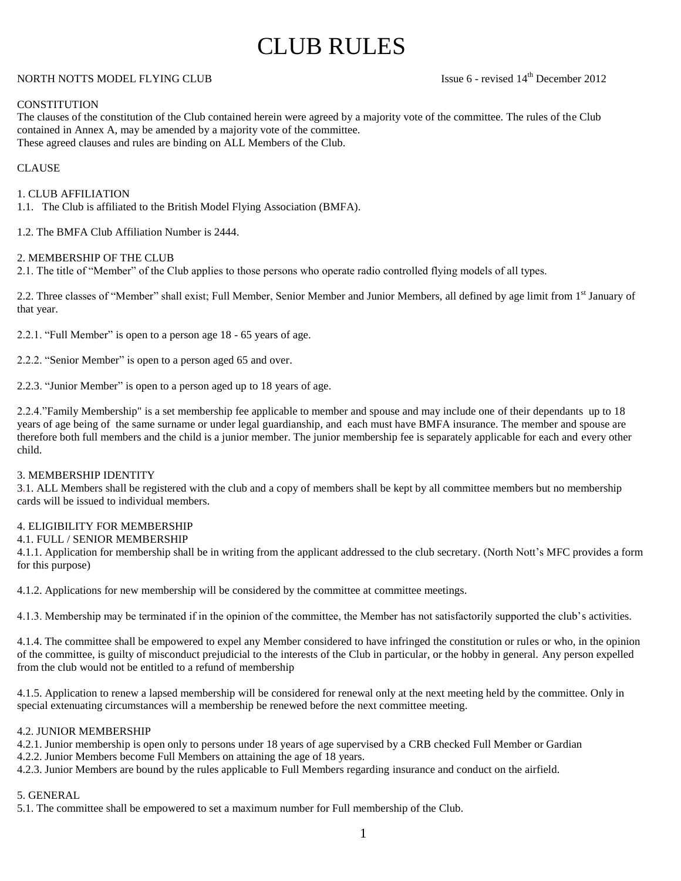# CLUB RULES

NORTH NOTTS MODEL FLYING CLUB Issue 6 - revised 14th December 2012

CONSTITUTION

The clauses of the constitution of the Club contained herein were agreed by a majority vote of the committee. The rules of the Club contained in Annex A, may be amended by a majority vote of the committee.
These agreed clauses and rules are binding on ALL Members of the Club.

CLAUSE

## 1. CLUB AFFILIATION

1.1. The Club is affiliated to the British Model Flying Association (BMFA).

1.2. The BMFA Club Affiliation Number is 2444.

## 2. MEMBERSHIP OF THE CLUB

2.1. The title of "Member" of the Club applies to those persons who operate radio controlled flying models of all types.

2.2. Three classes of "Member" shall exist; Full Member, Senior Member and Junior Members, all defined by age limit from 1st January of that year.

2.2.1. "Full Member" is open to a person age 18 - 65 years of age.

2.2.2. "Senior Member" is open to a person aged 65 and over.

2.2.3. "Junior Member" is open to a person aged up to 18 years of age.

2.2.4."Family Membership" is a set membership fee applicable to member and spouse and may include one of their dependants up to 18 years of age being of the same surname or under legal guardianship, and each must have BMFA insurance. The member and spouse are therefore both full members and the child is a junior member. The junior membership fee is separately applicable for each and every other child.

## 3. MEMBERSHIP IDENTITY

3.1. ALL Members shall be registered with the club and a copy of members shall be kept by all committee members but no membership cards will be issued to individual members.

## 4. ELIGIBILITY FOR MEMBERSHIP

### 4.1. FULL / SENIOR MEMBERSHIP

4.1.1. Application for membership shall be in writing from the applicant addressed to the club secretary. (North Nott's MFC provides a form for this purpose)

4.1.2. Applications for new membership will be considered by the committee at committee meetings.

4.1.3. Membership may be terminated if in the opinion of the committee, the Member has not satisfactorily supported the club's activities.

4.1.4. The committee shall be empowered to expel any Member considered to have infringed the constitution or rules or who, in the opinion of the committee, is guilty of misconduct prejudicial to the interests of the Club in particular, or the hobby in general. Any person expelled from the club would not be entitled to a refund of membership

4.1.5. Application to renew a lapsed membership will be considered for renewal only at the next meeting held by the committee. Only in special extenuating circumstances will a membership be renewed before the next committee meeting.

### 4.2. JUNIOR MEMBERSHIP

4.2.1. Junior membership is open only to persons under 18 years of age supervised by a CRB checked Full Member or Gardian
4.2.2. Junior Members become Full Members on attaining the age of 18 years.
4.2.3. Junior Members are bound by the rules applicable to Full Members regarding insurance and conduct on the airfield.

## 5. GENERAL

5.1. The committee shall be empowered to set a maximum number for Full membership of the Club.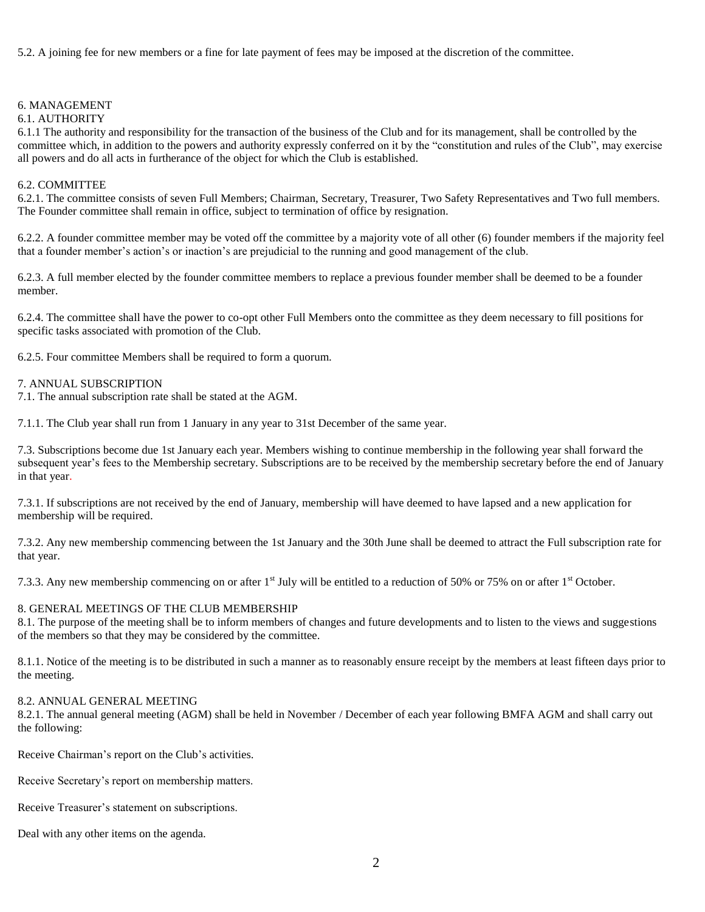5.2. A joining fee for new members or a fine for late payment of fees may be imposed at the discretion of the committee.

## 6. MANAGEMENT

### 6.1. AUTHORITY

6.1.1 The authority and responsibility for the transaction of the business of the Club and for its management, shall be controlled by the committee which, in addition to the powers and authority expressly conferred on it by the "constitution and rules of the Club", may exercise all powers and do all acts in furtherance of the object for which the Club is established.

### 6.2. COMMITTEE

6.2.1. The committee consists of seven Full Members; Chairman, Secretary, Treasurer, Two Safety Representatives and Two full members. The Founder committee shall remain in office, subject to termination of office by resignation.

6.2.2. A founder committee member may be voted off the committee by a majority vote of all other (6) founder members if the majority feel that a founder member's action's or inaction's are prejudicial to the running and good management of the club.

6.2.3. A full member elected by the founder committee members to replace a previous founder member shall be deemed to be a founder member.

6.2.4. The committee shall have the power to co-opt other Full Members onto the committee as they deem necessary to fill positions for specific tasks associated with promotion of the Club.

6.2.5. Four committee Members shall be required to form a quorum.

## 7. ANNUAL SUBSCRIPTION

7.1. The annual subscription rate shall be stated at the AGM.

7.1.1. The Club year shall run from 1 January in any year to 31st December of the same year.

7.3. Subscriptions become due 1st January each year. Members wishing to continue membership in the following year shall forward the subsequent year's fees to the Membership secretary. Subscriptions are to be received by the membership secretary before the end of January in that year.

7.3.1. If subscriptions are not received by the end of January, membership will have deemed to have lapsed and a new application for membership will be required.

7.3.2. Any new membership commencing between the 1st January and the 30th June shall be deemed to attract the Full subscription rate for that year.

7.3.3. Any new membership commencing on or after 1st July will be entitled to a reduction of 50% or 75% on or after 1st October.

## 8. GENERAL MEETINGS OF THE CLUB MEMBERSHIP

8.1. The purpose of the meeting shall be to inform members of changes and future developments and to listen to the views and suggestions of the members so that they may be considered by the committee.

8.1.1. Notice of the meeting is to be distributed in such a manner as to reasonably ensure receipt by the members at least fifteen days prior to the meeting.

### 8.2. ANNUAL GENERAL MEETING

8.2.1. The annual general meeting (AGM) shall be held in November / December of each year following BMFA AGM and shall carry out the following:

Receive Chairman's report on the Club's activities.

Receive Secretary's report on membership matters.

Receive Treasurer's statement on subscriptions.

Deal with any other items on the agenda.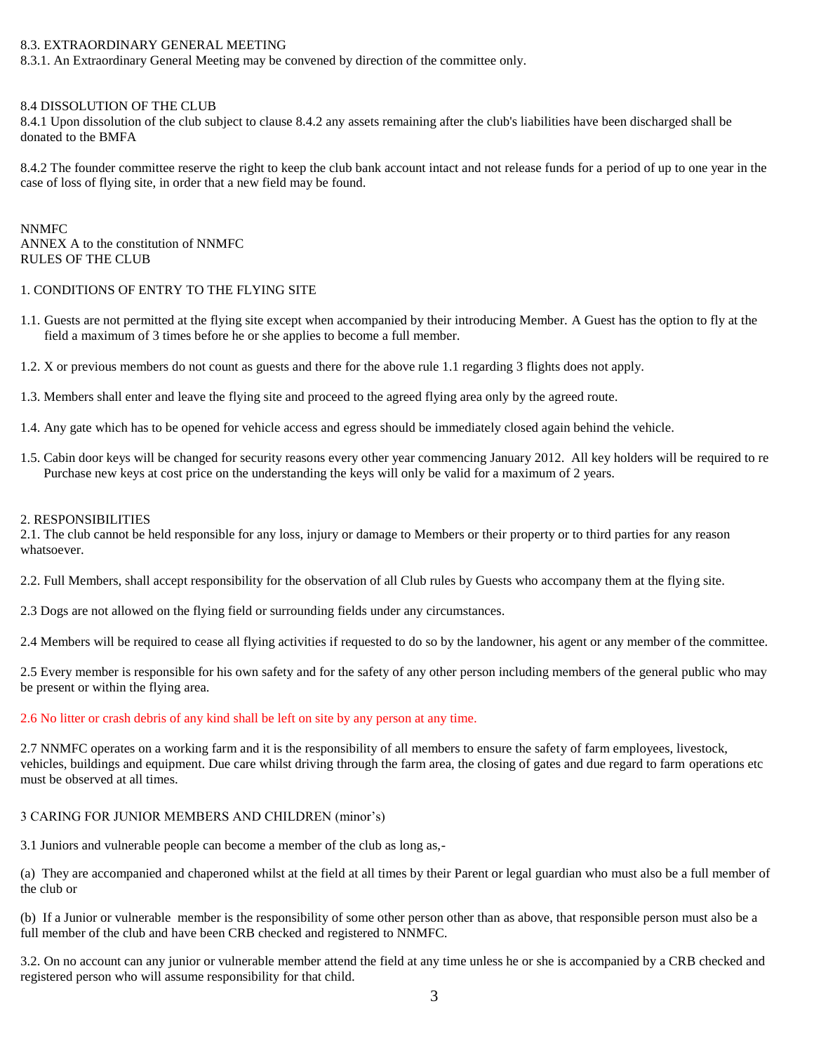8.3. EXTRAORDINARY GENERAL MEETING

8.3.1. An Extraordinary General Meeting may be convened by direction of the committee only.

8.4 DISSOLUTION OF THE CLUB

8.4.1 Upon dissolution of the club subject to clause 8.4.2 any assets remaining after the club's liabilities have been discharged shall be donated to the BMFA

8.4.2 The founder committee reserve the right to keep the club bank account intact and not release funds for a period of up to one year in the case of loss of flying site, in order that a new field may be found.

NNMFC

ANNEX A to the constitution of NNMFC

RULES OF THE CLUB

1. CONDITIONS OF ENTRY TO THE FLYING SITE

1.1. Guests are not permitted at the flying site except when accompanied by their introducing Member. A Guest has the option to fly at the field a maximum of 3 times before he or she applies to become a full member.

1.2. X or previous members do not count as guests and there for the above rule 1.1 regarding 3 flights does not apply.

1.3. Members shall enter and leave the flying site and proceed to the agreed flying area only by the agreed route.

1.4. Any gate which has to be opened for vehicle access and egress should be immediately closed again behind the vehicle.

1.5. Cabin door keys will be changed for security reasons every other year commencing January 2012. All key holders will be required to re Purchase new keys at cost price on the understanding the keys will only be valid for a maximum of 2 years.

2. RESPONSIBILITIES

2.1. The club cannot be held responsible for any loss, injury or damage to Members or their property or to third parties for any reason whatsoever.

2.2. Full Members, shall accept responsibility for the observation of all Club rules by Guests who accompany them at the flying site.

2.3 Dogs are not allowed on the flying field or surrounding fields under any circumstances.

2.4 Members will be required to cease all flying activities if requested to do so by the landowner, his agent or any member of the committee.

2.5 Every member is responsible for his own safety and for the safety of any other person including members of the general public who may be present or within the flying area.

2.6 No litter or crash debris of any kind shall be left on site by any person at any time.

2.7 NNMFC operates on a working farm and it is the responsibility of all members to ensure the safety of farm employees, livestock, vehicles, buildings and equipment. Due care whilst driving through the farm area, the closing of gates and due regard to farm operations etc must be observed at all times.

3 CARING FOR JUNIOR MEMBERS AND CHILDREN (minor's)

3.1 Juniors and vulnerable people can become a member of the club as long as,-

(a) They are accompanied and chaperoned whilst at the field at all times by their Parent or legal guardian who must also be a full member of the club or

(b) If a Junior or vulnerable member is the responsibility of some other person other than as above, that responsible person must also be a full member of the club and have been CRB checked and registered to NNMFC.

3.2. On no account can any junior or vulnerable member attend the field at any time unless he or she is accompanied by a CRB checked and registered person who will assume responsibility for that child.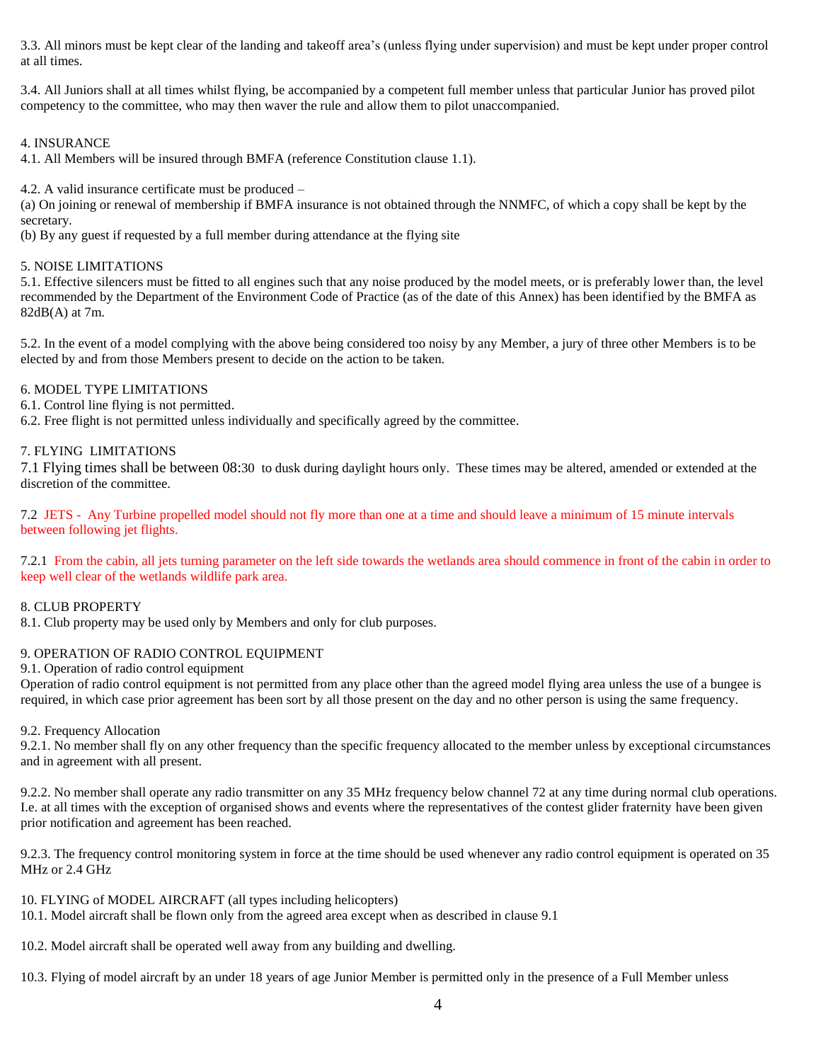3.3. All minors must be kept clear of the landing and takeoff area's (unless flying under supervision) and must be kept under proper control at all times.

3.4. All Juniors shall at all times whilst flying, be accompanied by a competent full member unless that particular Junior has proved pilot competency to the committee, who may then waver the rule and allow them to pilot unaccompanied.

4. INSURANCE

4.1. All Members will be insured through BMFA (reference Constitution clause 1.1).

4.2. A valid insurance certificate must be produced –

(a) On joining or renewal of membership if BMFA insurance is not obtained through the NNMFC, of which a copy shall be kept by the secretary.

(b) By any guest if requested by a full member during attendance at the flying site

5. NOISE LIMITATIONS

5.1. Effective silencers must be fitted to all engines such that any noise produced by the model meets, or is preferably lower than, the level recommended by the Department of the Environment Code of Practice (as of the date of this Annex) has been identified by the BMFA as 82dB(A) at 7m.

5.2. In the event of a model complying with the above being considered too noisy by any Member, a jury of three other Members is to be elected by and from those Members present to decide on the action to be taken.

6. MODEL TYPE LIMITATIONS

6.1. Control line flying is not permitted.

6.2. Free flight is not permitted unless individually and specifically agreed by the committee.

7. FLYING LIMITATIONS

7.1 Flying times shall be between 08:30 to dusk during daylight hours only. These times may be altered, amended or extended at the discretion of the committee.

7.2 JETS - Any Turbine propelled model should not fly more than one at a time and should leave a minimum of 15 minute intervals between following jet flights.

7.2.1 From the cabin, all jets turning parameter on the left side towards the wetlands area should commence in front of the cabin in order to keep well clear of the wetlands wildlife park area.

8. CLUB PROPERTY

8.1. Club property may be used only by Members and only for club purposes.

9. OPERATION OF RADIO CONTROL EQUIPMENT

9.1. Operation of radio control equipment

Operation of radio control equipment is not permitted from any place other than the agreed model flying area unless the use of a bungee is required, in which case prior agreement has been sort by all those present on the day and no other person is using the same frequency.

9.2. Frequency Allocation

9.2.1. No member shall fly on any other frequency than the specific frequency allocated to the member unless by exceptional circumstances and in agreement with all present.

9.2.2. No member shall operate any radio transmitter on any 35 MHz frequency below channel 72 at any time during normal club operations. I.e. at all times with the exception of organised shows and events where the representatives of the contest glider fraternity have been given prior notification and agreement has been reached.

9.2.3. The frequency control monitoring system in force at the time should be used whenever any radio control equipment is operated on 35 MHz or 2.4 GHz

10. FLYING of MODEL AIRCRAFT (all types including helicopters)

10.1. Model aircraft shall be flown only from the agreed area except when as described in clause 9.1

10.2. Model aircraft shall be operated well away from any building and dwelling.

10.3. Flying of model aircraft by an under 18 years of age Junior Member is permitted only in the presence of a Full Member unless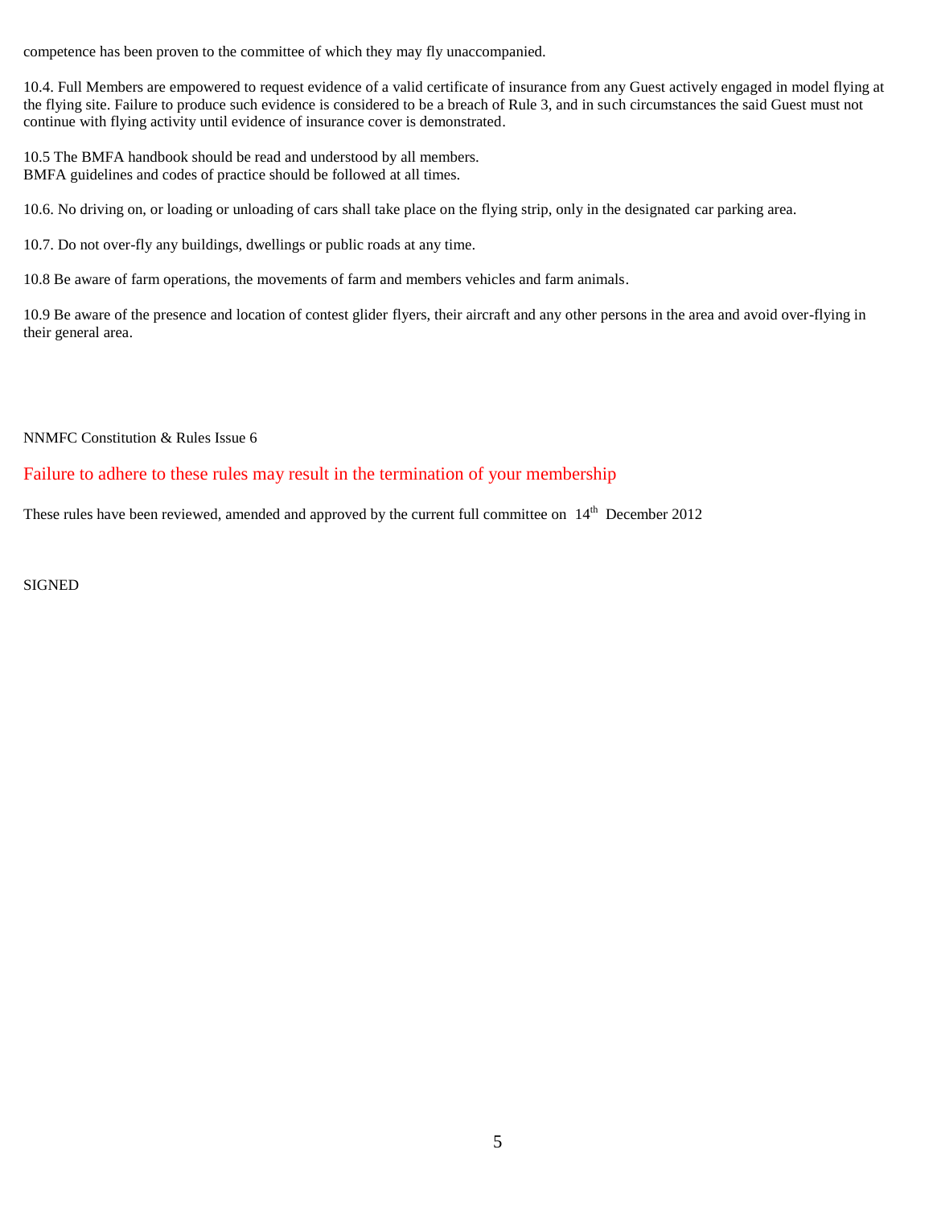competence has been proven to the committee of which they may fly unaccompanied.

10.4. Full Members are empowered to request evidence of a valid certificate of insurance from any Guest actively engaged in model flying at the flying site. Failure to produce such evidence is considered to be a breach of Rule 3, and in such circumstances the said Guest must not continue with flying activity until evidence of insurance cover is demonstrated.

10.5 The BMFA handbook should be read and understood by all members.
BMFA guidelines and codes of practice should be followed at all times.

10.6. No driving on, or loading or unloading of cars shall take place on the flying strip, only in the designated car parking area.

10.7. Do not over-fly any buildings, dwellings or public roads at any time.

10.8 Be aware of farm operations, the movements of farm and members vehicles and farm animals.

10.9 Be aware of the presence and location of contest glider flyers, their aircraft and any other persons in the area and avoid over-flying in their general area.

NNMFC Constitution & Rules Issue 6

Failure to adhere to these rules may result in the termination of your membership

These rules have been reviewed, amended and approved by the current full committee on 14th December 2012

SIGNED